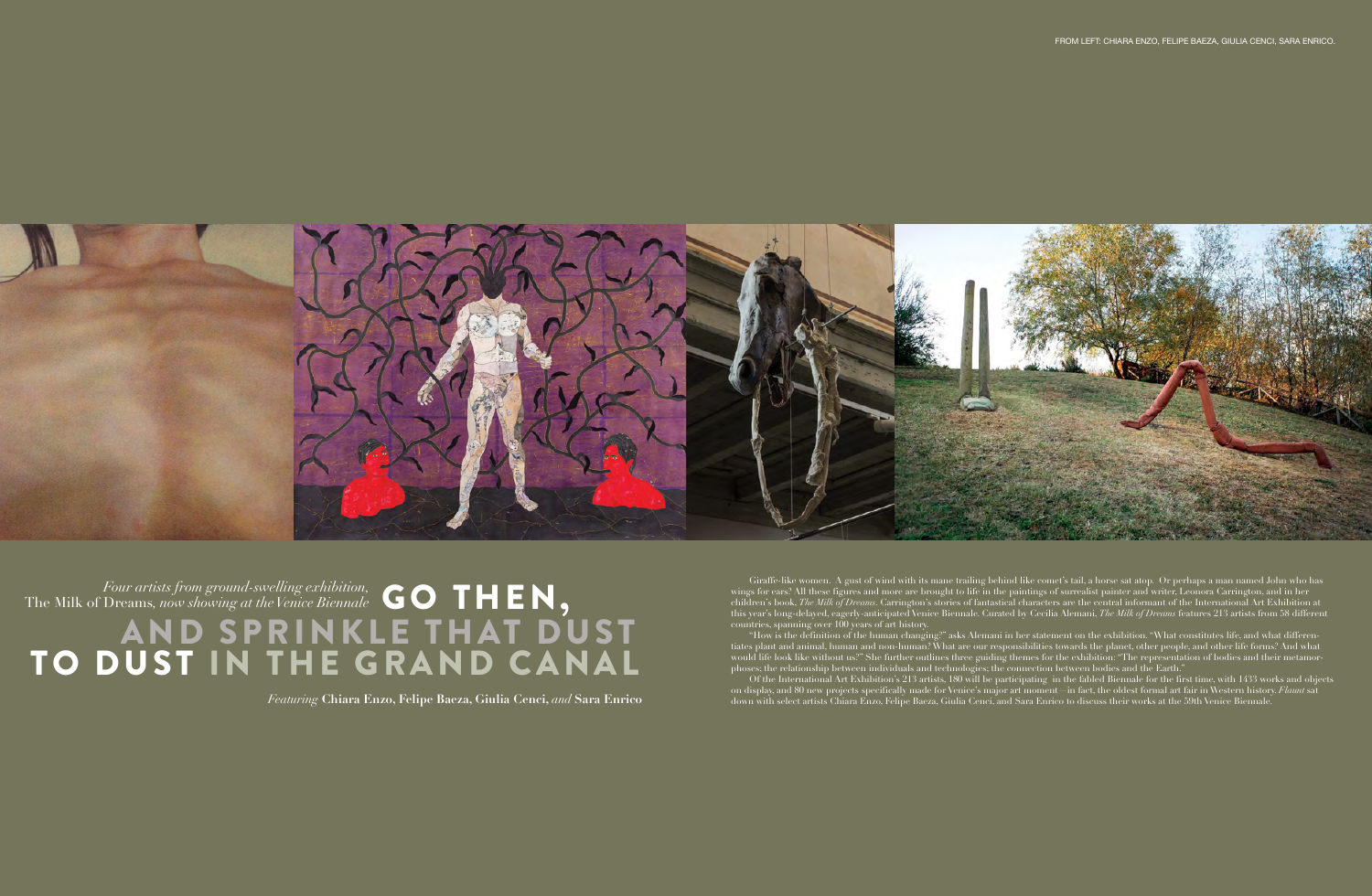FROM LEFT: CHIARA ENZO, FELIPE BAEZA, GIULIA CENCI, SARA ENRICO.

*Four artists from ground-swelling exhibition,* The Milk of Dreams, *now showing at the Venice Biennale*

# GO THEN, AND SPRINKLE THAT DUST TO DUST IN THE GRAND CANAL

*Featuring* **Chiara Enzo, Felipe Baeza, Giulia Cenci,** *and* **Sara Enrico**

Giraffe-like women. A gust of wind with its mane trailing behind like comet's tail, a horse sat atop. Or perhaps a man named John who has wings for ears? All these figures and more are brought to life in the paintings of surrealist painter and writer, Leonora Carrington, and in her children's book, *The Milk of Dreams*. Carrington's stories of fantastical characters are the central informant of the International Art Exhibition at this year's long-delayed, eagerly-anticipated Venice Biennale. Curated by Cecilia Alemani, *The Milk of Dreams* features 213 artists from 58 different countries, spanning over 100 years of art history.

"How is the definition of the human changing?" asks Alemani in her statement on the exhibition. "What constitutes life, and what differentiates plant and animal, human and non-human? What are our responsibilities towards the planet, other people, and other life forms? And what would life look like without us?" She further outlines three guiding themes for the exhibition: "The representation of bodies and their metamorphoses; the relationship between individuals and technologies; the connection between bodies and the Earth."

Of the International Art Exhibition's 213 artists, 180 will be participating in the fabled Biennale for the first time, with 1433 works and objects on display, and 80 new projects specifically made for Venice's major art moment—in fact, the oldest formal art fair in Western history. *Flaunt* sat down with select artists Chiara Enzo, Felipe Baeza, Giulia Cenci, and Sara Enrico to discuss their works at the 59th Venice Biennale.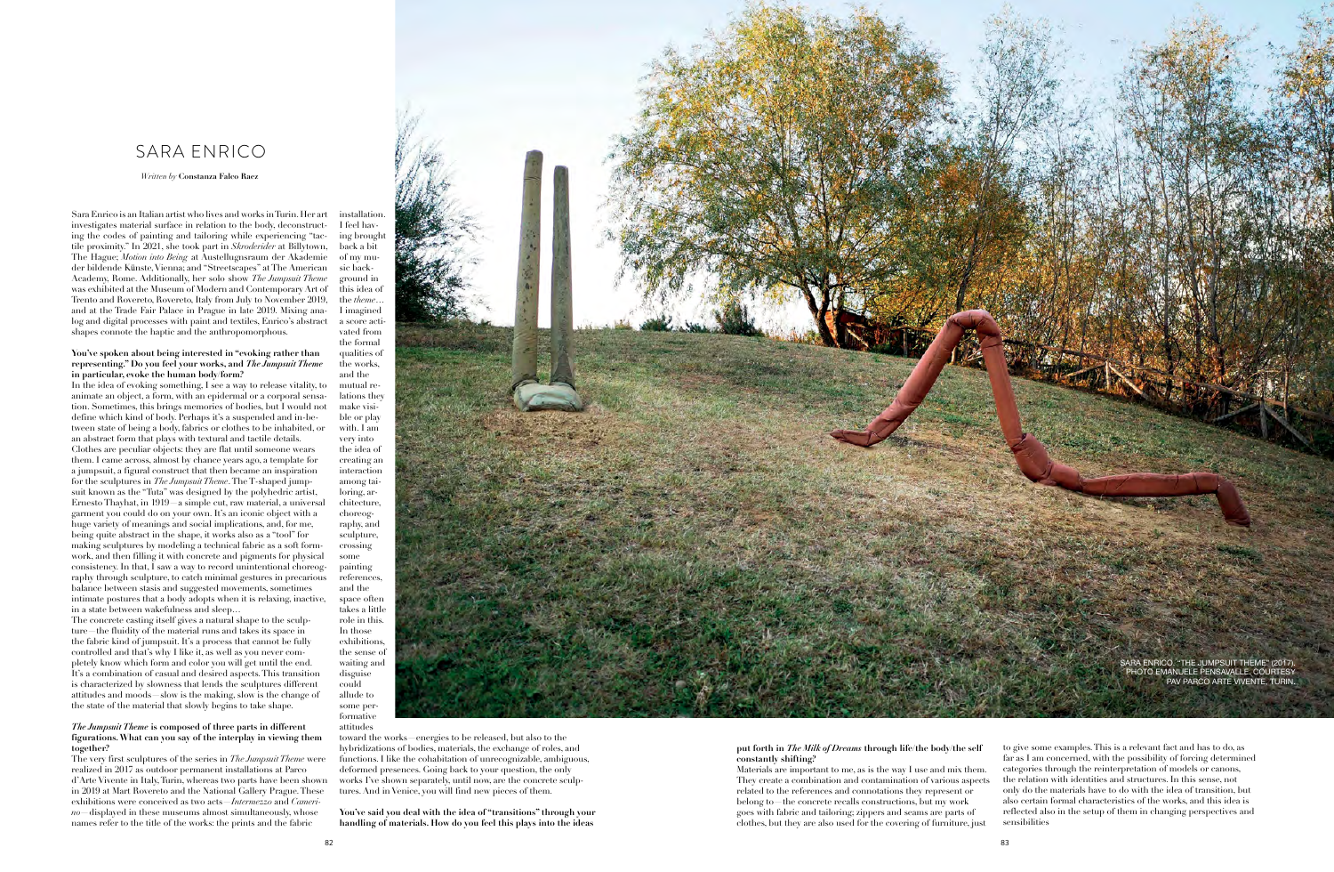# SARA ENRICO

*Written by* **Constanza Falco Raez**

Sara Enrico is an Italian artist who lives and works in Turin. Her art investigates material surface in relation to the body, deconstructing the codes of painting and tailoring while experiencing "tactile proximity." In 2021, she took part in *Skroderider* at Billytown, The Hague; *Motion into Being* at Austellugnsraum der Akademie der bildende Künste, Vienna; and "Streetscapes" at The American Academy, Rome. Additionally, her solo show *The Jumpsuit Theme* was exhibited at the Museum of Modern and Contemporary Art of Trento and Rovereto, Rovereto, Italy from July to November 2019, and at the Trade Fair Palace in Prague in late 2019. Mixing analog and digital processes with paint and textiles, Enrico's abstract shapes connote the haptic and the anthropomorphous.

**You've spoken about being interested in "evoking rather than representing." Do you feel your works, and *The Jumpsuit Theme* in particular, evoke the human body/form?**

In the idea of evoking something, I see a way to release vitality, to animate an object, a form, with an epidermal or a corporal sensation. Sometimes, this brings memories of bodies, but I would not define which kind of body. Perhaps it's a suspended and in-between state of being a body, fabrics or clothes to be inhabited, or an abstract form that plays with textural and tactile details. Clothes are peculiar objects: they are flat until someone wears them. I came across, almost by chance years ago, a template for a jumpsuit, a figural construct that then became an inspiration for the sculptures in *The Jumpsuit Theme*. The T-shaped jumpsuit known as the "Tuta" was designed by the polyhedric artist, Ernesto Thayhat, in 1919—a simple cut, raw material, a universal garment you could do on your own. It's an iconic object with a huge variety of meanings and social implications, and, for me, being quite abstract in the shape, it works also as a "tool" for making sculptures by modeling a technical fabric as a soft formwork, and then filling it with concrete and pigments for physical consistency. In that, I saw a way to record unintentional choreography through sculpture, to catch minimal gestures in precarious balance between stasis and suggested movements, sometimes intimate postures that a body adopts when it is relaxing, inactive, in a state between wakefulness and sleep…

The concrete casting itself gives a natural shape to the sculpture—the fluidity of the material runs and takes its space in the fabric kind of jumpsuit. It's a process that cannot be fully controlled and that's why I like it, as well as you never completely know which form and color you will get until the end. It's a combination of casual and desired aspects. This transition is characterized by slowness that lends the sculptures different attitudes and moods—slow is the making, slow is the change of the state of the material that slowly begins to take shape.

***The Jumpsuit Theme* is composed of three parts in different figurations. What can you say of the interplay in viewing them together?**

The very first sculptures of the series in *The Jumpsuit Theme* were realized in 2017 as outdoor permanent installations at Parco d'Arte Vivente in Italy, Turin, whereas two parts have been shown in 2019 at Mart Rovereto and the National Gallery Prague. These exhibitions were conceived as two acts—*Intermezzo* and *Camerino*—displayed in these museums almost simultaneously, whose names refer to the title of the works: the prints and the fabric installation. I feel having brought back a bit of my music background in this idea of the *theme*… I imagined a score activated from the formal qualities of the works, and the mutual relations they make visible or play with. I am very into the idea of creating an interaction among tailoring, architecture, choreography, and sculpture, crossing some painting references, and the space often takes a little role in this. In those exhibitions, the sense of waiting and disguise could allude to some performative attitudes toward the works—energies to be released, but also to the hybridizations of bodies, materials, the exchange of roles, and functions. I like the cohabitation of unrecognizable, ambiguous, deformed presences. Going back to your question, the only works I've shown separately, until now, are the concrete sculptures. And in Venice, you will find new pieces of them.

**You've said you deal with the idea of "transitions" through your handling of materials. How do you feel this plays into the ideas put forth in *The Milk of Dreams* through life/the body/the self constantly shifting?**

Materials are important to me, as is the way I use and mix them. They create a combination and contamination of various aspects related to the references and connotations they represent or belong to—the concrete recalls constructions, but my work goes with fabric and tailoring; zippers and seams are parts of clothes, but they are also used for the covering of furniture, just to give some examples. This is a relevant fact and has to do, as far as I am concerned, with the possibility of forcing determined categories through the reinterpretation of models or canons, the relation with identities and structures. In this sense, not only do the materials have to do with the idea of transition, but also certain formal characteristics of the works, and this idea is reflected also in the setup of them in changing perspectives and sensibilities

SARA ENRICO, "THE JUMPSUIT THEME" (2017). PHOTO EMANUELE PENSAVALLE. COURTESY PAV PARCO ARTE VIVENTE, TURIN.